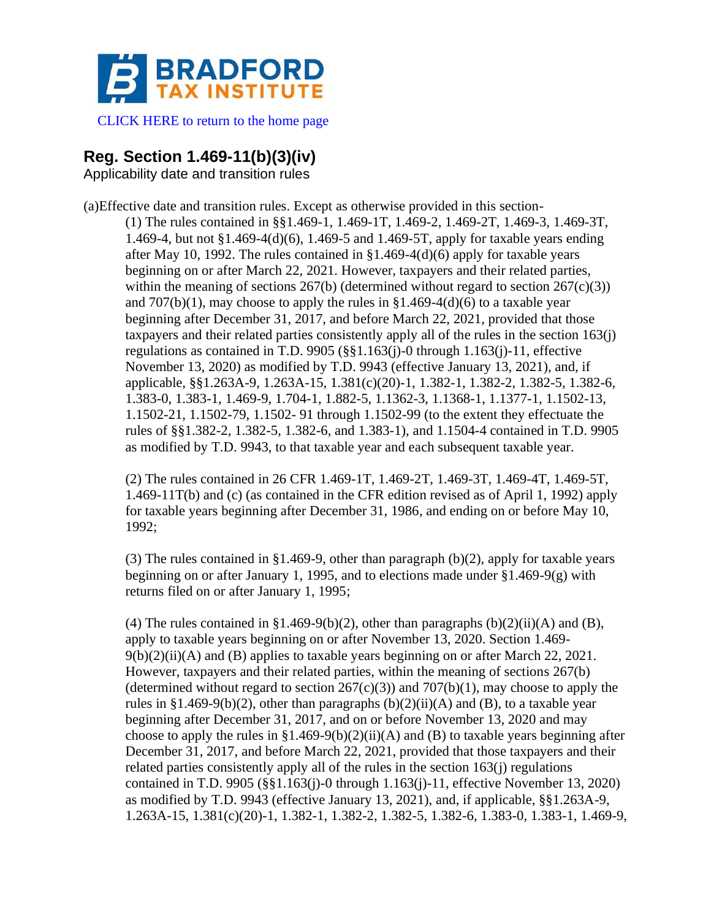BRADFORD TAX INSTITUTE

CLICK HERE to return to the home page

## Reg. Section 1.469-11(b)(3)(iv)

Applicability date and transition rules

(a)Effective date and transition rules. Except as otherwise provided in this section-

(1) The rules contained in §§1.469-1, 1.469-1T, 1.469-2, 1.469-2T, 1.469-3, 1.469-3T, 1.469-4, but not §1.469-4(d)(6), 1.469-5 and 1.469-5T, apply for taxable years ending after May 10, 1992. The rules contained in §1.469-4(d)(6) apply for taxable years beginning on or after March 22, 2021. However, taxpayers and their related parties, within the meaning of sections 267(b) (determined without regard to section 267(c)(3)) and 707(b)(1), may choose to apply the rules in §1.469-4(d)(6) to a taxable year beginning after December 31, 2017, and before March 22, 2021, provided that those taxpayers and their related parties consistently apply all of the rules in the section 163(j) regulations as contained in T.D. 9905 (§§1.163(j)-0 through 1.163(j)-11, effective November 13, 2020) as modified by T.D. 9943 (effective January 13, 2021), and, if applicable, §§1.263A-9, 1.263A-15, 1.381(c)(20)-1, 1.382-1, 1.382-2, 1.382-5, 1.382-6, 1.383-0, 1.383-1, 1.469-9, 1.704-1, 1.882-5, 1.1362-3, 1.1368-1, 1.1377-1, 1.1502-13, 1.1502-21, 1.1502-79, 1.1502- 91 through 1.1502-99 (to the extent they effectuate the rules of §§1.382-2, 1.382-5, 1.382-6, and 1.383-1), and 1.1504-4 contained in T.D. 9905 as modified by T.D. 9943, to that taxable year and each subsequent taxable year.

(2) The rules contained in 26 CFR 1.469-1T, 1.469-2T, 1.469-3T, 1.469-4T, 1.469-5T, 1.469-11T(b) and (c) (as contained in the CFR edition revised as of April 1, 1992) apply for taxable years beginning after December 31, 1986, and ending on or before May 10, 1992;

(3) The rules contained in §1.469-9, other than paragraph (b)(2), apply for taxable years beginning on or after January 1, 1995, and to elections made under §1.469-9(g) with returns filed on or after January 1, 1995;

(4) The rules contained in §1.469-9(b)(2), other than paragraphs (b)(2)(ii)(A) and (B), apply to taxable years beginning on or after November 13, 2020. Section 1.469-9(b)(2)(ii)(A) and (B) applies to taxable years beginning on or after March 22, 2021. However, taxpayers and their related parties, within the meaning of sections 267(b) (determined without regard to section 267(c)(3)) and 707(b)(1), may choose to apply the rules in §1.469-9(b)(2), other than paragraphs (b)(2)(ii)(A) and (B), to a taxable year beginning after December 31, 2017, and on or before November 13, 2020 and may choose to apply the rules in §1.469-9(b)(2)(ii)(A) and (B) to taxable years beginning after December 31, 2017, and before March 22, 2021, provided that those taxpayers and their related parties consistently apply all of the rules in the section 163(j) regulations contained in T.D. 9905 (§§1.163(j)-0 through 1.163(j)-11, effective November 13, 2020) as modified by T.D. 9943 (effective January 13, 2021), and, if applicable, §§1.263A-9, 1.263A-15, 1.381(c)(20)-1, 1.382-1, 1.382-2, 1.382-5, 1.382-6, 1.383-0, 1.383-1, 1.469-9,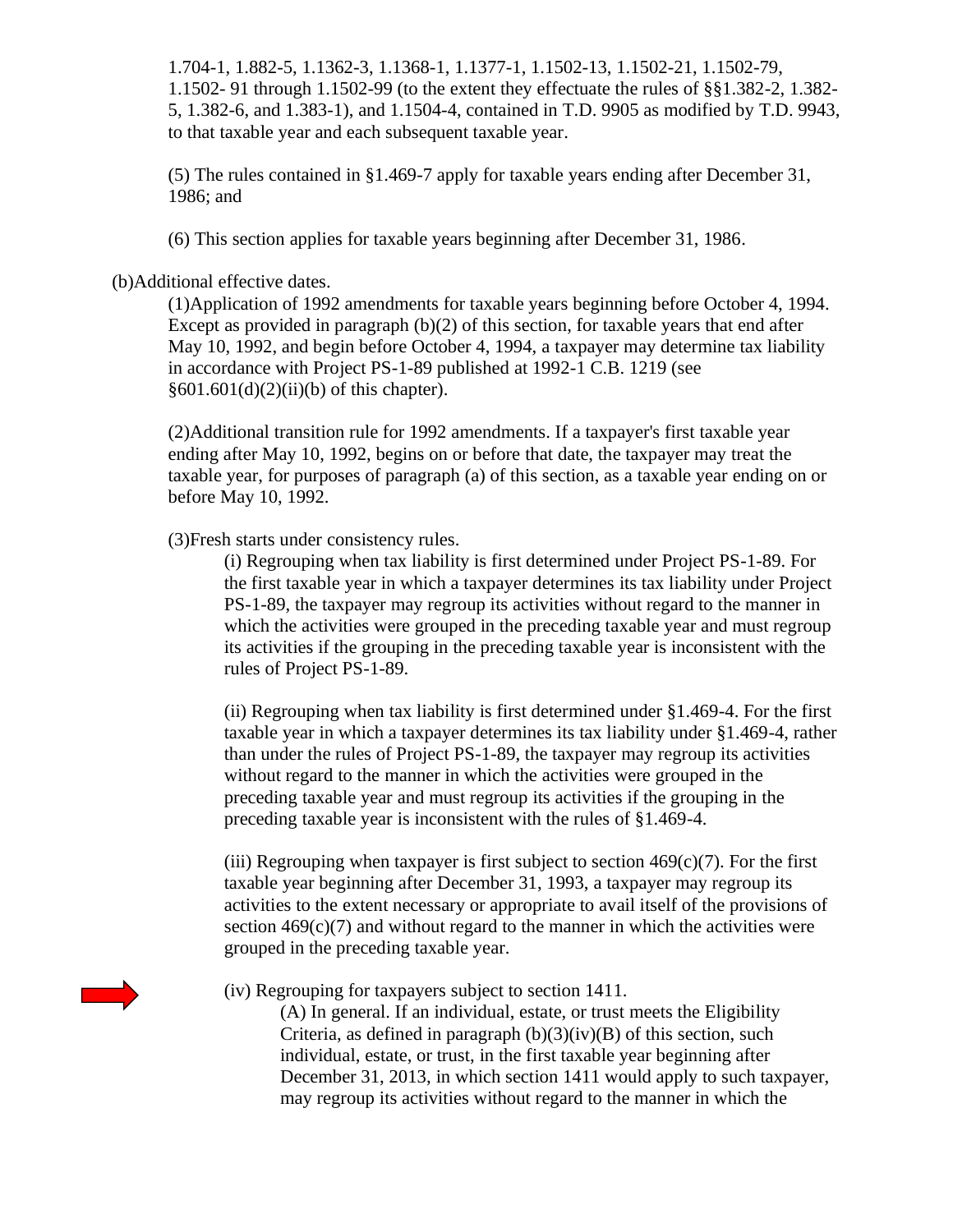1.704-1, 1.882-5, 1.1362-3, 1.1368-1, 1.1377-1, 1.1502-13, 1.1502-21, 1.1502-79, 1.1502- 91 through 1.1502-99 (to the extent they effectuate the rules of §§1.382-2, 1.382-5, 1.382-6, and 1.383-1), and 1.1504-4, contained in T.D. 9905 as modified by T.D. 9943, to that taxable year and each subsequent taxable year.

(5) The rules contained in §1.469-7 apply for taxable years ending after December 31, 1986; and

(6) This section applies for taxable years beginning after December 31, 1986.

(b)Additional effective dates.

(1)Application of 1992 amendments for taxable years beginning before October 4, 1994. Except as provided in paragraph (b)(2) of this section, for taxable years that end after May 10, 1992, and begin before October 4, 1994, a taxpayer may determine tax liability in accordance with Project PS-1-89 published at 1992-1 C.B. 1219 (see §601.601(d)(2)(ii)(b) of this chapter).

(2)Additional transition rule for 1992 amendments. If a taxpayer's first taxable year ending after May 10, 1992, begins on or before that date, the taxpayer may treat the taxable year, for purposes of paragraph (a) of this section, as a taxable year ending on or before May 10, 1992.

(3)Fresh starts under consistency rules.

(i) Regrouping when tax liability is first determined under Project PS-1-89. For the first taxable year in which a taxpayer determines its tax liability under Project PS-1-89, the taxpayer may regroup its activities without regard to the manner in which the activities were grouped in the preceding taxable year and must regroup its activities if the grouping in the preceding taxable year is inconsistent with the rules of Project PS-1-89.

(ii) Regrouping when tax liability is first determined under §1.469-4. For the first taxable year in which a taxpayer determines its tax liability under §1.469-4, rather than under the rules of Project PS-1-89, the taxpayer may regroup its activities without regard to the manner in which the activities were grouped in the preceding taxable year and must regroup its activities if the grouping in the preceding taxable year is inconsistent with the rules of §1.469-4.

(iii) Regrouping when taxpayer is first subject to section 469(c)(7). For the first taxable year beginning after December 31, 1993, a taxpayer may regroup its activities to the extent necessary or appropriate to avail itself of the provisions of section 469(c)(7) and without regard to the manner in which the activities were grouped in the preceding taxable year.

(iv) Regrouping for taxpayers subject to section 1411.

(A) In general. If an individual, estate, or trust meets the Eligibility Criteria, as defined in paragraph (b)(3)(iv)(B) of this section, such individual, estate, or trust, in the first taxable year beginning after December 31, 2013, in which section 1411 would apply to such taxpayer, may regroup its activities without regard to the manner in which the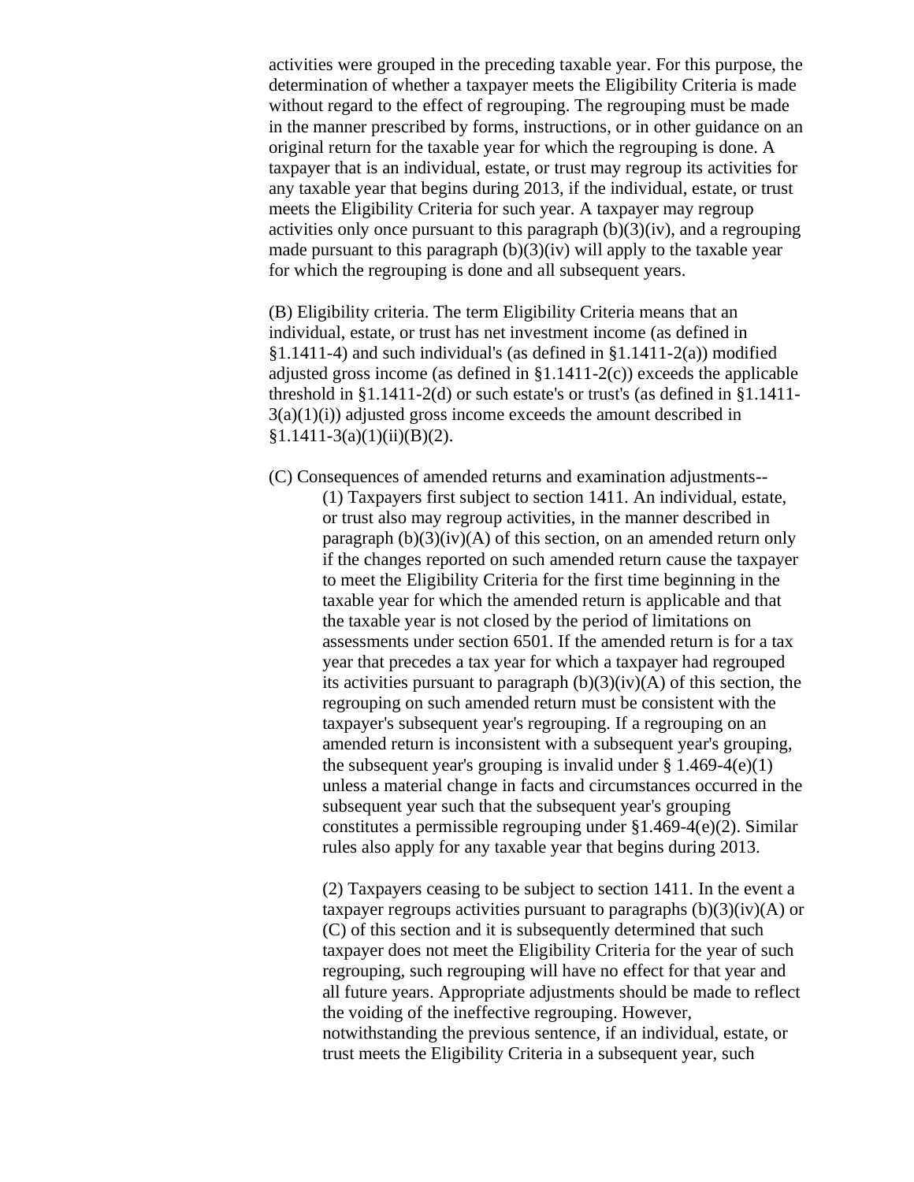activities were grouped in the preceding taxable year. For this purpose, the determination of whether a taxpayer meets the Eligibility Criteria is made without regard to the effect of regrouping. The regrouping must be made in the manner prescribed by forms, instructions, or in other guidance on an original return for the taxable year for which the regrouping is done. A taxpayer that is an individual, estate, or trust may regroup its activities for any taxable year that begins during 2013, if the individual, estate, or trust meets the Eligibility Criteria for such year. A taxpayer may regroup activities only once pursuant to this paragraph (b)(3)(iv), and a regrouping made pursuant to this paragraph (b)(3)(iv) will apply to the taxable year for which the regrouping is done and all subsequent years.

(B) Eligibility criteria. The term Eligibility Criteria means that an individual, estate, or trust has net investment income (as defined in §1.1411-4) and such individual's (as defined in §1.1411-2(a)) modified adjusted gross income (as defined in §1.1411-2(c)) exceeds the applicable threshold in §1.1411-2(d) or such estate's or trust's (as defined in §1.1411-3(a)(1)(i)) adjusted gross income exceeds the amount described in §1.1411-3(a)(1)(ii)(B)(2).

(C) Consequences of amended returns and examination adjustments--

(1) Taxpayers first subject to section 1411. An individual, estate, or trust also may regroup activities, in the manner described in paragraph (b)(3)(iv)(A) of this section, on an amended return only if the changes reported on such amended return cause the taxpayer to meet the Eligibility Criteria for the first time beginning in the taxable year for which the amended return is applicable and that the taxable year is not closed by the period of limitations on assessments under section 6501. If the amended return is for a tax year that precedes a tax year for which a taxpayer had regrouped its activities pursuant to paragraph (b)(3)(iv)(A) of this section, the regrouping on such amended return must be consistent with the taxpayer's subsequent year's regrouping. If a regrouping on an amended return is inconsistent with a subsequent year's grouping, the subsequent year's grouping is invalid under § 1.469-4(e)(1) unless a material change in facts and circumstances occurred in the subsequent year such that the subsequent year's grouping constitutes a permissible regrouping under §1.469-4(e)(2). Similar rules also apply for any taxable year that begins during 2013.

(2) Taxpayers ceasing to be subject to section 1411. In the event a taxpayer regroups activities pursuant to paragraphs (b)(3)(iv)(A) or (C) of this section and it is subsequently determined that such taxpayer does not meet the Eligibility Criteria for the year of such regrouping, such regrouping will have no effect for that year and all future years. Appropriate adjustments should be made to reflect the voiding of the ineffective regrouping. However, notwithstanding the previous sentence, if an individual, estate, or trust meets the Eligibility Criteria in a subsequent year, such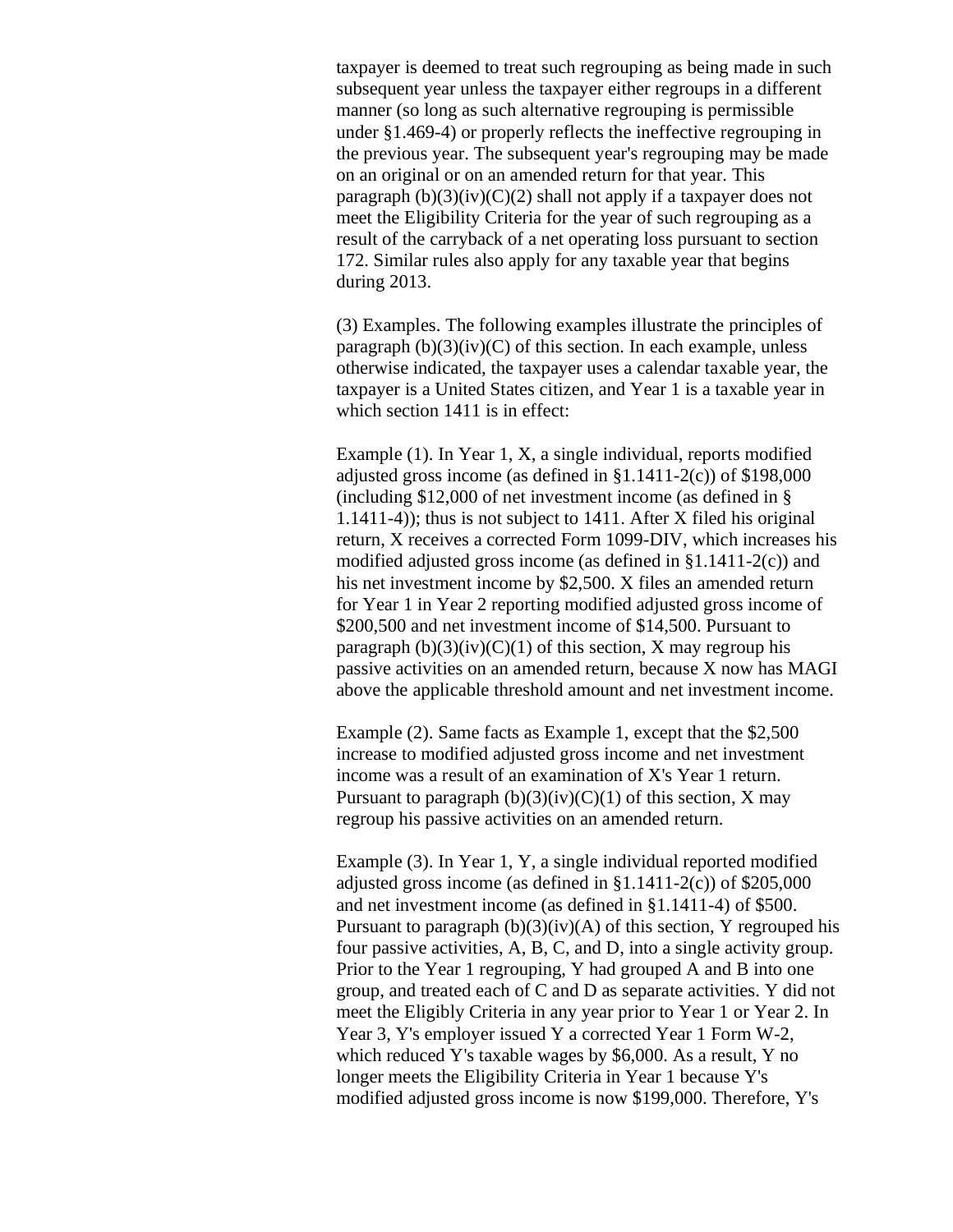taxpayer is deemed to treat such regrouping as being made in such subsequent year unless the taxpayer either regroups in a different manner (so long as such alternative regrouping is permissible under §1.469-4) or properly reflects the ineffective regrouping in the previous year. The subsequent year's regrouping may be made on an original or on an amended return for that year. This paragraph (b)(3)(iv)(C)(2) shall not apply if a taxpayer does not meet the Eligibility Criteria for the year of such regrouping as a result of the carryback of a net operating loss pursuant to section 172. Similar rules also apply for any taxable year that begins during 2013.

(3) Examples. The following examples illustrate the principles of paragraph (b)(3)(iv)(C) of this section. In each example, unless otherwise indicated, the taxpayer uses a calendar taxable year, the taxpayer is a United States citizen, and Year 1 is a taxable year in which section 1411 is in effect:

Example (1). In Year 1, X, a single individual, reports modified adjusted gross income (as defined in §1.1411-2(c)) of $198,000 (including $12,000 of net investment income (as defined in § 1.1411-4)); thus is not subject to 1411. After X filed his original return, X receives a corrected Form 1099-DIV, which increases his modified adjusted gross income (as defined in §1.1411-2(c)) and his net investment income by $2,500. X files an amended return for Year 1 in Year 2 reporting modified adjusted gross income of $200,500 and net investment income of $14,500. Pursuant to paragraph (b)(3)(iv)(C)(1) of this section, X may regroup his passive activities on an amended return, because X now has MAGI above the applicable threshold amount and net investment income.

Example (2). Same facts as Example 1, except that the $2,500 increase to modified adjusted gross income and net investment income was a result of an examination of X's Year 1 return. Pursuant to paragraph (b)(3)(iv)(C)(1) of this section, X may regroup his passive activities on an amended return.

Example (3). In Year 1, Y, a single individual reported modified adjusted gross income (as defined in §1.1411-2(c)) of $205,000 and net investment income (as defined in §1.1411-4) of $500. Pursuant to paragraph (b)(3)(iv)(A) of this section, Y regrouped his four passive activities, A, B, C, and D, into a single activity group. Prior to the Year 1 regrouping, Y had grouped A and B into one group, and treated each of C and D as separate activities. Y did not meet the Eligibly Criteria in any year prior to Year 1 or Year 2. In Year 3, Y's employer issued Y a corrected Year 1 Form W-2, which reduced Y's taxable wages by $6,000. As a result, Y no longer meets the Eligibility Criteria in Year 1 because Y's modified adjusted gross income is now $199,000. Therefore, Y's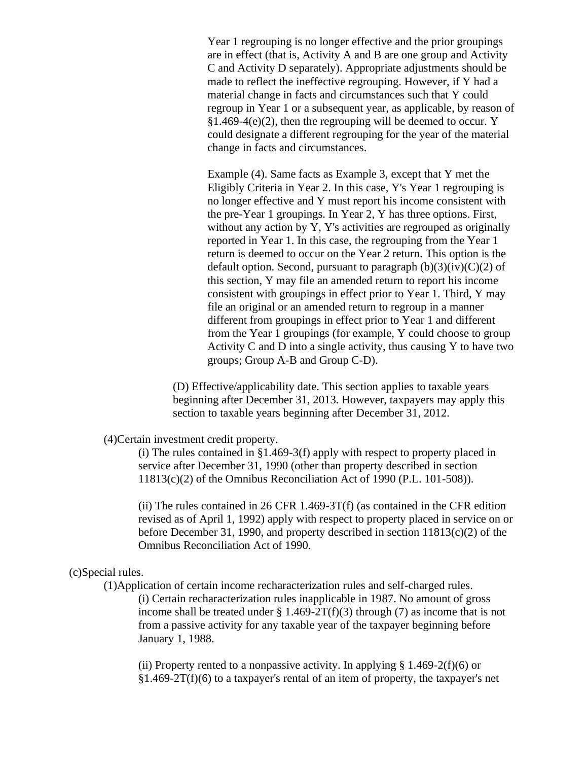Year 1 regrouping is no longer effective and the prior groupings are in effect (that is, Activity A and B are one group and Activity C and Activity D separately). Appropriate adjustments should be made to reflect the ineffective regrouping. However, if Y had a material change in facts and circumstances such that Y could regroup in Year 1 or a subsequent year, as applicable, by reason of §1.469-4(e)(2), then the regrouping will be deemed to occur. Y could designate a different regrouping for the year of the material change in facts and circumstances.

Example (4). Same facts as Example 3, except that Y met the Eligibly Criteria in Year 2. In this case, Y's Year 1 regrouping is no longer effective and Y must report his income consistent with the pre-Year 1 groupings. In Year 2, Y has three options. First, without any action by Y, Y's activities are regrouped as originally reported in Year 1. In this case, the regrouping from the Year 1 return is deemed to occur on the Year 2 return. This option is the default option. Second, pursuant to paragraph (b)(3)(iv)(C)(2) of this section, Y may file an amended return to report his income consistent with groupings in effect prior to Year 1. Third, Y may file an original or an amended return to regroup in a manner different from groupings in effect prior to Year 1 and different from the Year 1 groupings (for example, Y could choose to group Activity C and D into a single activity, thus causing Y to have two groups; Group A-B and Group C-D).

(D) Effective/applicability date. This section applies to taxable years beginning after December 31, 2013. However, taxpayers may apply this section to taxable years beginning after December 31, 2012.

(4)Certain investment credit property.

(i) The rules contained in §1.469-3(f) apply with respect to property placed in service after December 31, 1990 (other than property described in section 11813(c)(2) of the Omnibus Reconciliation Act of 1990 (P.L. 101-508)).

(ii) The rules contained in 26 CFR 1.469-3T(f) (as contained in the CFR edition revised as of April 1, 1992) apply with respect to property placed in service on or before December 31, 1990, and property described in section 11813(c)(2) of the Omnibus Reconciliation Act of 1990.

(c)Special rules.

(1)Application of certain income recharacterization rules and self-charged rules.

(i) Certain recharacterization rules inapplicable in 1987. No amount of gross income shall be treated under § 1.469-2T(f)(3) through (7) as income that is not from a passive activity for any taxable year of the taxpayer beginning before January 1, 1988.

(ii) Property rented to a nonpassive activity. In applying § 1.469-2(f)(6) or §1.469-2T(f)(6) to a taxpayer's rental of an item of property, the taxpayer's net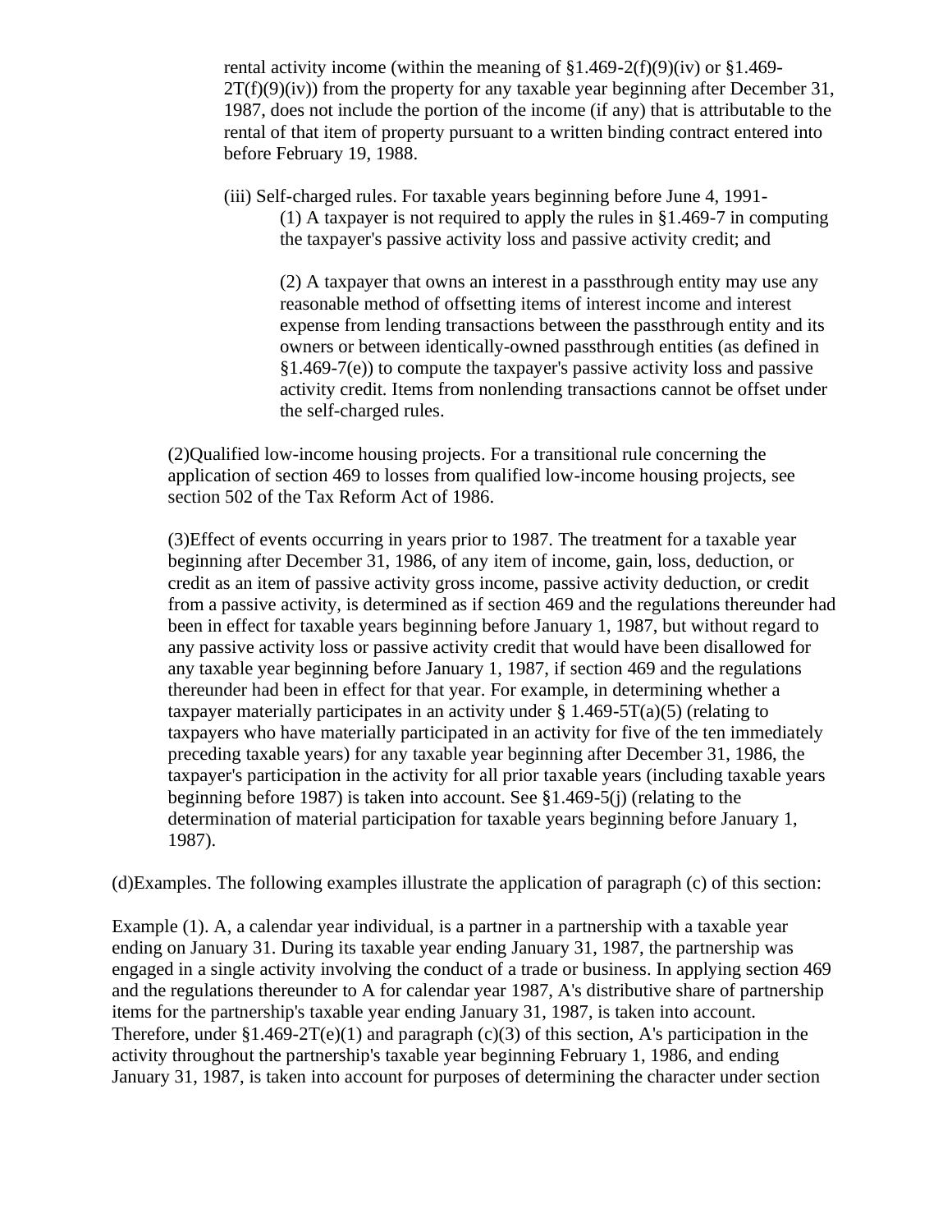rental activity income (within the meaning of §1.469-2(f)(9)(iv) or §1.469-2T(f)(9)(iv)) from the property for any taxable year beginning after December 31, 1987, does not include the portion of the income (if any) that is attributable to the rental of that item of property pursuant to a written binding contract entered into before February 19, 1988.

(iii) Self-charged rules. For taxable years beginning before June 4, 1991-

(1) A taxpayer is not required to apply the rules in §1.469-7 in computing the taxpayer's passive activity loss and passive activity credit; and

(2) A taxpayer that owns an interest in a passthrough entity may use any reasonable method of offsetting items of interest income and interest expense from lending transactions between the passthrough entity and its owners or between identically-owned passthrough entities (as defined in §1.469-7(e)) to compute the taxpayer's passive activity loss and passive activity credit. Items from nonlending transactions cannot be offset under the self-charged rules.

(2)Qualified low-income housing projects. For a transitional rule concerning the application of section 469 to losses from qualified low-income housing projects, see section 502 of the Tax Reform Act of 1986.

(3)Effect of events occurring in years prior to 1987. The treatment for a taxable year beginning after December 31, 1986, of any item of income, gain, loss, deduction, or credit as an item of passive activity gross income, passive activity deduction, or credit from a passive activity, is determined as if section 469 and the regulations thereunder had been in effect for taxable years beginning before January 1, 1987, but without regard to any passive activity loss or passive activity credit that would have been disallowed for any taxable year beginning before January 1, 1987, if section 469 and the regulations thereunder had been in effect for that year. For example, in determining whether a taxpayer materially participates in an activity under § 1.469-5T(a)(5) (relating to taxpayers who have materially participated in an activity for five of the ten immediately preceding taxable years) for any taxable year beginning after December 31, 1986, the taxpayer's participation in the activity for all prior taxable years (including taxable years beginning before 1987) is taken into account. See §1.469-5(j) (relating to the determination of material participation for taxable years beginning before January 1, 1987).

(d)Examples. The following examples illustrate the application of paragraph (c) of this section:

Example (1). A, a calendar year individual, is a partner in a partnership with a taxable year ending on January 31. During its taxable year ending January 31, 1987, the partnership was engaged in a single activity involving the conduct of a trade or business. In applying section 469 and the regulations thereunder to A for calendar year 1987, A's distributive share of partnership items for the partnership's taxable year ending January 31, 1987, is taken into account. Therefore, under §1.469-2T(e)(1) and paragraph (c)(3) of this section, A's participation in the activity throughout the partnership's taxable year beginning February 1, 1986, and ending January 31, 1987, is taken into account for purposes of determining the character under section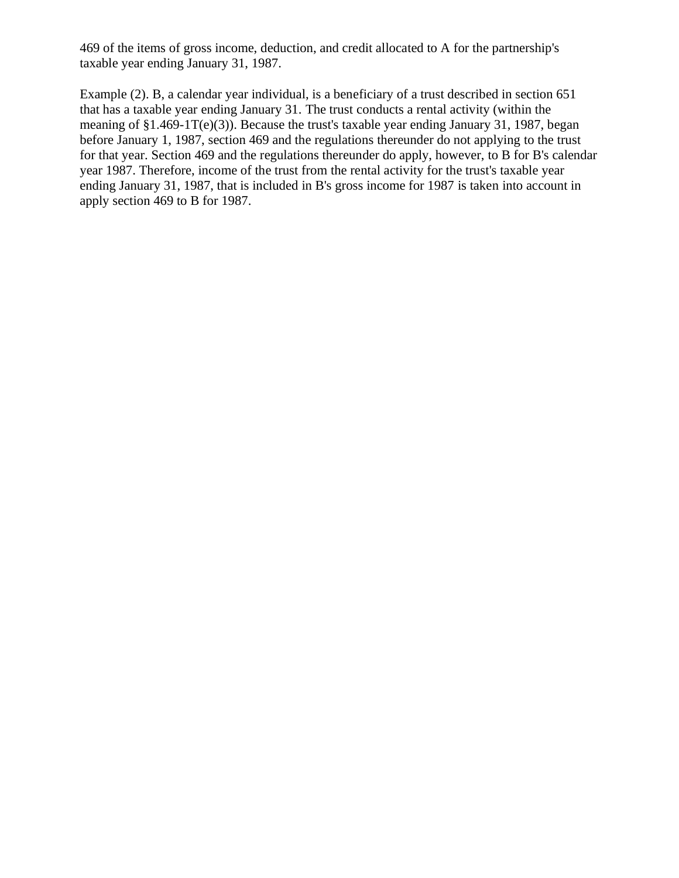469 of the items of gross income, deduction, and credit allocated to A for the partnership's taxable year ending January 31, 1987.

Example (2). B, a calendar year individual, is a beneficiary of a trust described in section 651 that has a taxable year ending January 31. The trust conducts a rental activity (within the meaning of §1.469-1T(e)(3)). Because the trust's taxable year ending January 31, 1987, began before January 1, 1987, section 469 and the regulations thereunder do not applying to the trust for that year. Section 469 and the regulations thereunder do apply, however, to B for B's calendar year 1987. Therefore, income of the trust from the rental activity for the trust's taxable year ending January 31, 1987, that is included in B's gross income for 1987 is taken into account in apply section 469 to B for 1987.